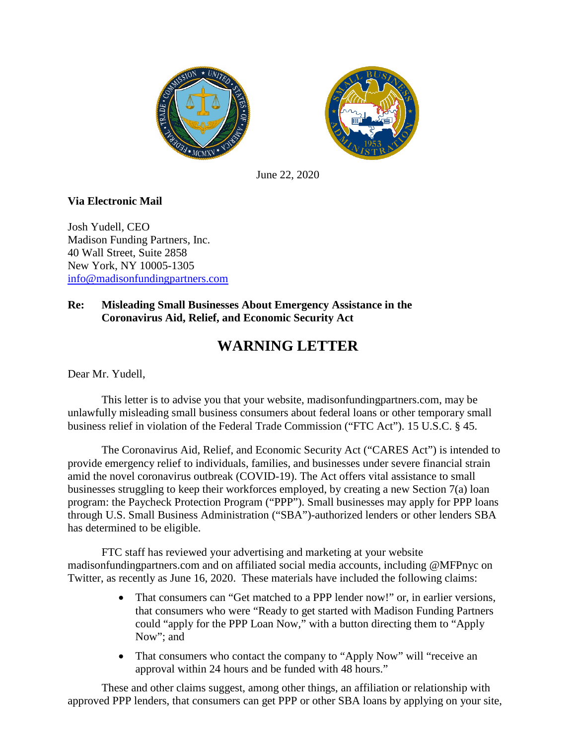June 22, 2020

**Via Electronic Mail**

Josh Yudell, CEO
Madison Funding Partners, Inc.
40 Wall Street, Suite 2858
New York, NY 10005-1305
info@madisonfundingpartners.com

**Re: Misleading Small Businesses About Emergency Assistance in the Coronavirus Aid, Relief, and Economic Security Act**

# WARNING LETTER

Dear Mr. Yudell,

This letter is to advise you that your website, madisonfundingpartners.com, may be unlawfully misleading small business consumers about federal loans or other temporary small business relief in violation of the Federal Trade Commission ("FTC Act"). 15 U.S.C. § 45.

The Coronavirus Aid, Relief, and Economic Security Act ("CARES Act") is intended to provide emergency relief to individuals, families, and businesses under severe financial strain amid the novel coronavirus outbreak (COVID-19). The Act offers vital assistance to small businesses struggling to keep their workforces employed, by creating a new Section 7(a) loan program: the Paycheck Protection Program ("PPP"). Small businesses may apply for PPP loans through U.S. Small Business Administration ("SBA")-authorized lenders or other lenders SBA has determined to be eligible.

FTC staff has reviewed your advertising and marketing at your website madisonfundingpartners.com and on affiliated social media accounts, including @MFPnyc on Twitter, as recently as June 16, 2020. These materials have included the following claims:

- That consumers can "Get matched to a PPP lender now!" or, in earlier versions, that consumers who were "Ready to get started with Madison Funding Partners could "apply for the PPP Loan Now," with a button directing them to "Apply Now"; and
- That consumers who contact the company to "Apply Now" will "receive an approval within 24 hours and be funded with 48 hours."

These and other claims suggest, among other things, an affiliation or relationship with approved PPP lenders, that consumers can get PPP or other SBA loans by applying on your site,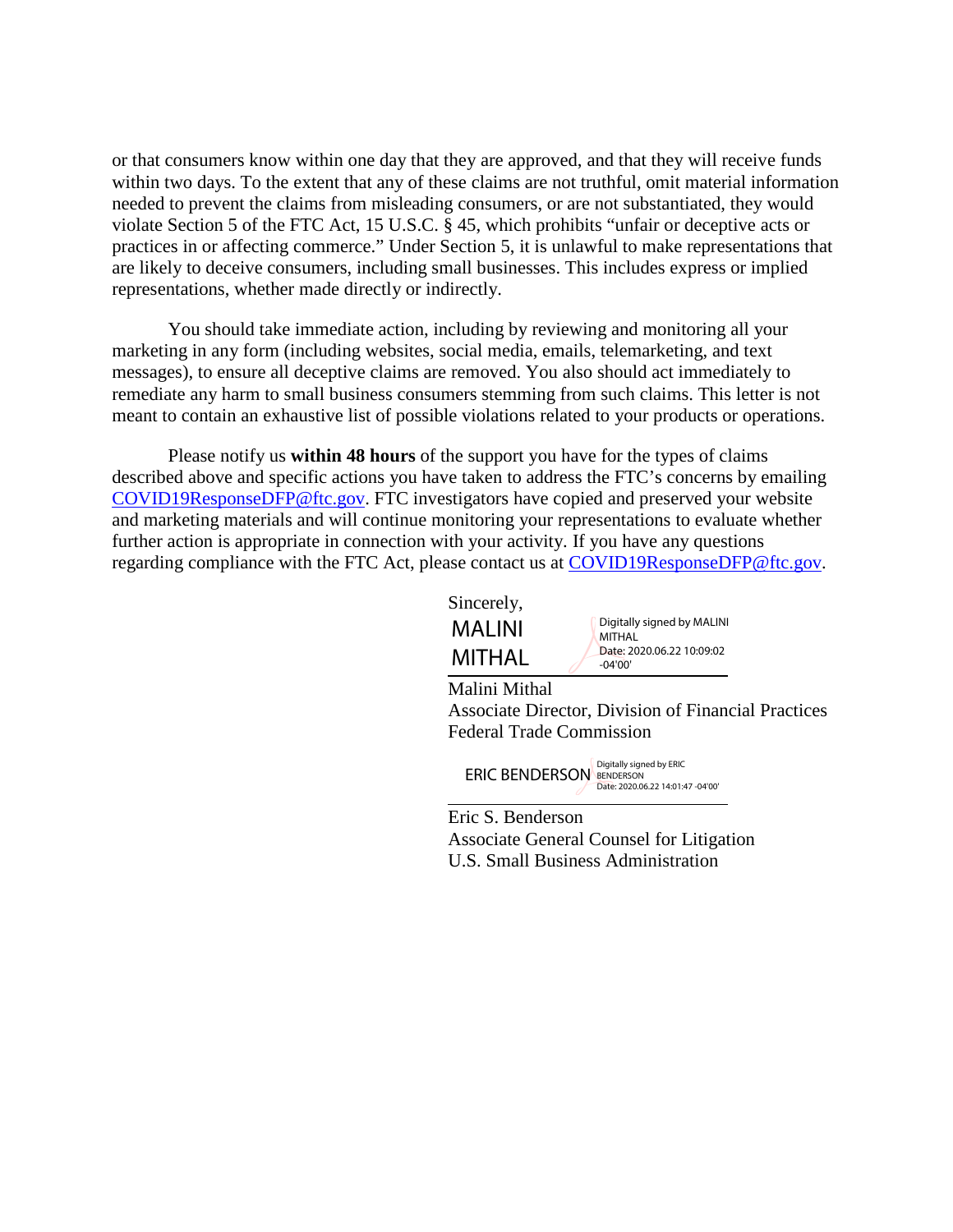or that consumers know within one day that they are approved, and that they will receive funds within two days. To the extent that any of these claims are not truthful, omit material information needed to prevent the claims from misleading consumers, or are not substantiated, they would violate Section 5 of the FTC Act, 15 U.S.C. § 45, which prohibits "unfair or deceptive acts or practices in or affecting commerce." Under Section 5, it is unlawful to make representations that are likely to deceive consumers, including small businesses. This includes express or implied representations, whether made directly or indirectly.

You should take immediate action, including by reviewing and monitoring all your marketing in any form (including websites, social media, emails, telemarketing, and text messages), to ensure all deceptive claims are removed. You also should act immediately to remediate any harm to small business consumers stemming from such claims. This letter is not meant to contain an exhaustive list of possible violations related to your products or operations.

Please notify us **within 48 hours** of the support you have for the types of claims described above and specific actions you have taken to address the FTC's concerns by emailing COVID19ResponseDFP@ftc.gov. FTC investigators have copied and preserved your website and marketing materials and will continue monitoring your representations to evaluate whether further action is appropriate in connection with your activity. If you have any questions regarding compliance with the FTC Act, please contact us at COVID19ResponseDFP@ftc.gov.

Sincerely,

MALINI MITHAL Digitally signed by MALINI MITHAL Date: 2020.06.22 10:09:02 -04'00'

Malini Mithal
Associate Director, Division of Financial Practices
Federal Trade Commission

ERIC BENDERSON Digitally signed by ERIC BENDERSON Date: 2020.06.22 14:01:47 -04'00'

Eric S. Benderson
Associate General Counsel for Litigation
U.S. Small Business Administration